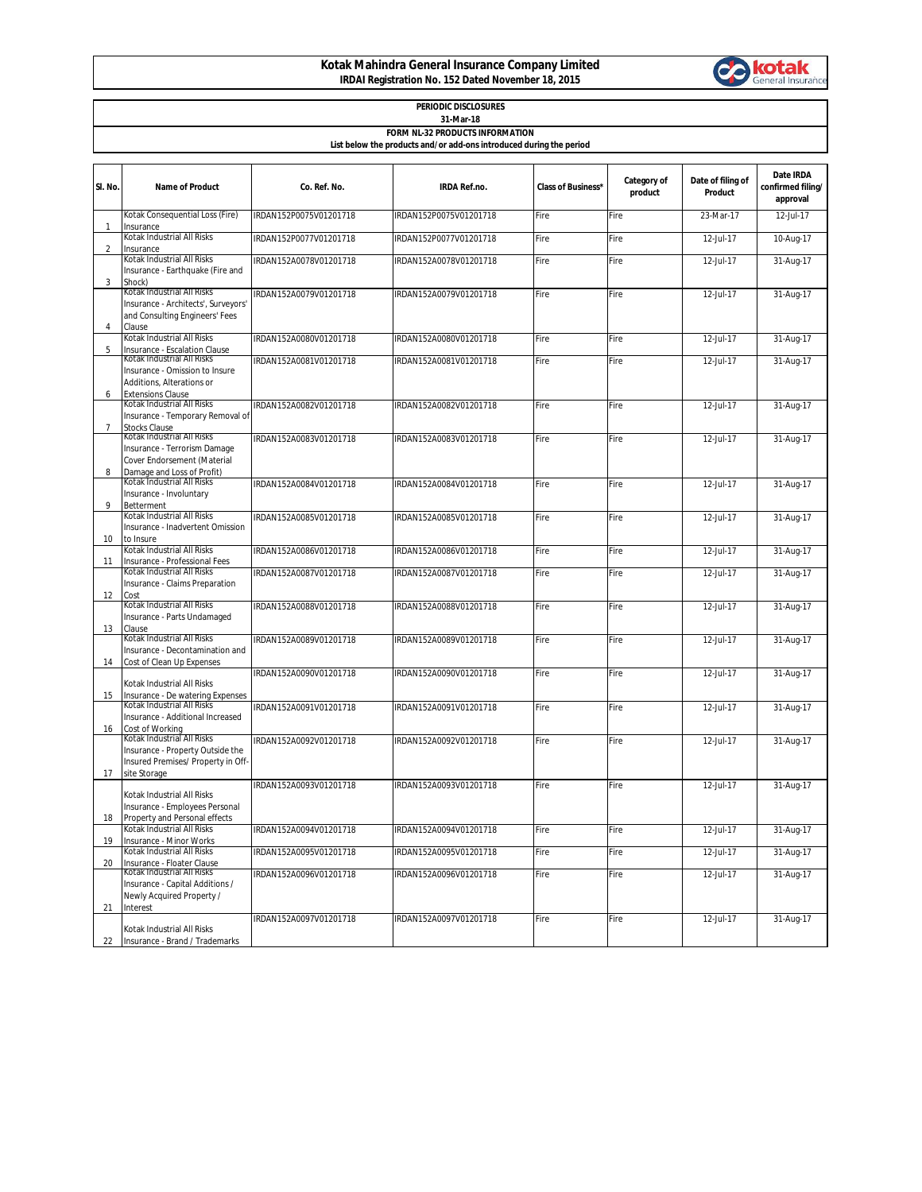# Kotak Mahindra General Insurance Company Limited

**IRDAI Registration No. 152 Dated November 18, 2015**

**PERIODIC DISCLOSURES**

**31-Mar-18**

**FORM NL-32 PRODUCTS INFORMATION**

**List below the products and/or add-ons introduced during the period**

| Sl. No. | Name of Product | Co. Ref. No. | IRDA Ref.no. | Class of Business* | Category of product | Date of filing of Product | Date IRDA confirmed filing/ approval |
|---|---|---|---|---|---|---|---|
| 1 | Kotak Consequential Loss (Fire) Insurance | IRDAN152P0075V01201718 | IRDAN152P0075V01201718 | Fire | Fire | 23-Mar-17 | 12-Jul-17 |
| 2 | Kotak Industrial All Risks Insurance | IRDAN152P0077V01201718 | IRDAN152P0077V01201718 | Fire | Fire | 12-Jul-17 | 10-Aug-17 |
| 3 | Kotak Industrial All Risks Insurance - Earthquake (Fire and Shock) | IRDAN152A0078V01201718 | IRDAN152A0078V01201718 | Fire | Fire | 12-Jul-17 | 31-Aug-17 |
| 4 | Kotak Industrial All Risks Insurance - Architects', Surveyors' and Consulting Engineers' Fees Clause | IRDAN152A0079V01201718 | IRDAN152A0079V01201718 | Fire | Fire | 12-Jul-17 | 31-Aug-17 |
| 5 | Kotak Industrial All Risks Insurance - Escalation Clause | IRDAN152A0080V01201718 | IRDAN152A0080V01201718 | Fire | Fire | 12-Jul-17 | 31-Aug-17 |
| 6 | Kotak Industrial All Risks Insurance - Omission to Insure Additions, Alterations or Extensions Clause | IRDAN152A0081V01201718 | IRDAN152A0081V01201718 | Fire | Fire | 12-Jul-17 | 31-Aug-17 |
| 7 | Kotak Industrial All Risks Insurance - Temporary Removal of Stocks Clause | IRDAN152A0082V01201718 | IRDAN152A0082V01201718 | Fire | Fire | 12-Jul-17 | 31-Aug-17 |
| 8 | Kotak Industrial All Risks Insurance - Terrorism Damage Cover Endorsement (Material Damage and Loss of Profit) | IRDAN152A0083V01201718 | IRDAN152A0083V01201718 | Fire | Fire | 12-Jul-17 | 31-Aug-17 |
| 9 | Kotak Industrial All Risks Insurance - Involuntary Betterment | IRDAN152A0084V01201718 | IRDAN152A0084V01201718 | Fire | Fire | 12-Jul-17 | 31-Aug-17 |
| 10 | Kotak Industrial All Risks Insurance - Inadvertent Omission to Insure | IRDAN152A0085V01201718 | IRDAN152A0085V01201718 | Fire | Fire | 12-Jul-17 | 31-Aug-17 |
| 11 | Kotak Industrial All Risks Insurance - Professional Fees | IRDAN152A0086V01201718 | IRDAN152A0086V01201718 | Fire | Fire | 12-Jul-17 | 31-Aug-17 |
| 12 | Kotak Industrial All Risks Insurance - Claims Preparation Cost | IRDAN152A0087V01201718 | IRDAN152A0087V01201718 | Fire | Fire | 12-Jul-17 | 31-Aug-17 |
| 13 | Kotak Industrial All Risks Insurance - Parts Undamaged Clause | IRDAN152A0088V01201718 | IRDAN152A0088V01201718 | Fire | Fire | 12-Jul-17 | 31-Aug-17 |
| 14 | Kotak Industrial All Risks Insurance - Decontamination and Cost of Clean Up Expenses | IRDAN152A0089V01201718 | IRDAN152A0089V01201718 | Fire | Fire | 12-Jul-17 | 31-Aug-17 |
| 15 | Kotak Industrial All Risks Insurance - De watering Expenses | IRDAN152A0090V01201718 | IRDAN152A0090V01201718 | Fire | Fire | 12-Jul-17 | 31-Aug-17 |
| 16 | Kotak Industrial All Risks Insurance - Additional Increased Cost of Working | IRDAN152A0091V01201718 | IRDAN152A0091V01201718 | Fire | Fire | 12-Jul-17 | 31-Aug-17 |
| 17 | Kotak Industrial All Risks Insurance - Property Outside the Insured Premises/ Property in Off-site Storage | IRDAN152A0092V01201718 | IRDAN152A0092V01201718 | Fire | Fire | 12-Jul-17 | 31-Aug-17 |
| 18 | Kotak Industrial All Risks Insurance - Employees Personal Property and Personal effects | IRDAN152A0093V01201718 | IRDAN152A0093V01201718 | Fire | Fire | 12-Jul-17 | 31-Aug-17 |
| 19 | Kotak Industrial All Risks Insurance - Minor Works | IRDAN152A0094V01201718 | IRDAN152A0094V01201718 | Fire | Fire | 12-Jul-17 | 31-Aug-17 |
| 20 | Kotak Industrial All Risks Insurance - Floater Clause | IRDAN152A0095V01201718 | IRDAN152A0095V01201718 | Fire | Fire | 12-Jul-17 | 31-Aug-17 |
| 21 | Kotak Industrial All Risks Insurance - Capital Additions / Newly Acquired Property / Interest | IRDAN152A0096V01201718 | IRDAN152A0096V01201718 | Fire | Fire | 12-Jul-17 | 31-Aug-17 |
| 22 | Kotak Industrial All Risks Insurance - Brand / Trademarks | IRDAN152A0097V01201718 | IRDAN152A0097V01201718 | Fire | Fire | 12-Jul-17 | 31-Aug-17 |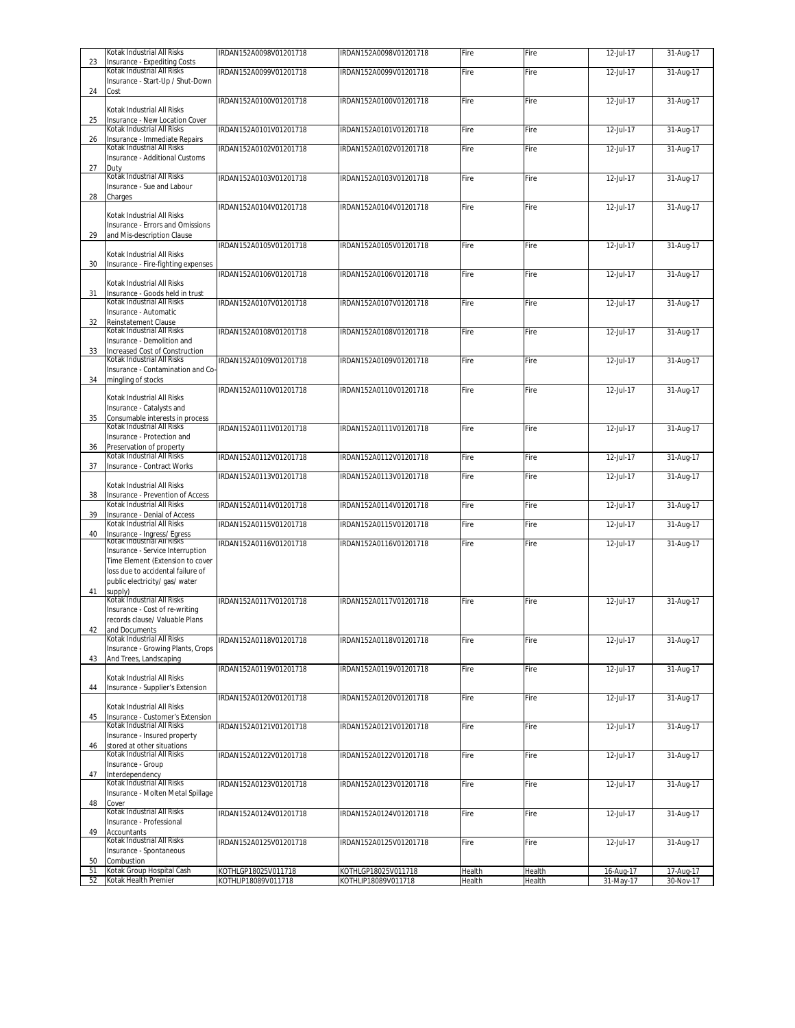| | | | | | | | |
|---|---|---|---|---|---|---|---|
| 23 | Kotak Industrial All Risks Insurance - Expediting Costs | IRDAN152A0098V01201718 | IRDAN152A0098V01201718 | Fire | Fire | 12-Jul-17 | 31-Aug-17 |
| 24 | Kotak Industrial All Risks Insurance - Start-Up / Shut-Down Cost | IRDAN152A0099V01201718 | IRDAN152A0099V01201718 | Fire | Fire | 12-Jul-17 | 31-Aug-17 |
| 25 | Kotak Industrial All Risks Insurance - New Location Cover | IRDAN152A0100V01201718 | IRDAN152A0100V01201718 | Fire | Fire | 12-Jul-17 | 31-Aug-17 |
| 26 | Kotak Industrial All Risks Insurance - Immediate Repairs | IRDAN152A0101V01201718 | IRDAN152A0101V01201718 | Fire | Fire | 12-Jul-17 | 31-Aug-17 |
| 27 | Kotak Industrial All Risks Insurance - Additional Customs Duty | IRDAN152A0102V01201718 | IRDAN152A0102V01201718 | Fire | Fire | 12-Jul-17 | 31-Aug-17 |
| 28 | Kotak Industrial All Risks Insurance - Sue and Labour Charges | IRDAN152A0103V01201718 | IRDAN152A0103V01201718 | Fire | Fire | 12-Jul-17 | 31-Aug-17 |
| 29 | Kotak Industrial All Risks Insurance - Errors and Omissions and Mis-description Clause | IRDAN152A0104V01201718 | IRDAN152A0104V01201718 | Fire | Fire | 12-Jul-17 | 31-Aug-17 |
| 30 | Kotak Industrial All Risks Insurance - Fire-fighting expenses | IRDAN152A0105V01201718 | IRDAN152A0105V01201718 | Fire | Fire | 12-Jul-17 | 31-Aug-17 |
| 31 | Kotak Industrial All Risks Insurance - Goods held in trust | IRDAN152A0106V01201718 | IRDAN152A0106V01201718 | Fire | Fire | 12-Jul-17 | 31-Aug-17 |
| 32 | Kotak Industrial All Risks Insurance - Automatic Reinstatement Clause | IRDAN152A0107V01201718 | IRDAN152A0107V01201718 | Fire | Fire | 12-Jul-17 | 31-Aug-17 |
| 33 | Kotak Industrial All Risks Insurance - Demolition and Increased Cost of Construction | IRDAN152A0108V01201718 | IRDAN152A0108V01201718 | Fire | Fire | 12-Jul-17 | 31-Aug-17 |
| 34 | Kotak Industrial All Risks Insurance - Contamination and Co-mingling of stocks | IRDAN152A0109V01201718 | IRDAN152A0109V01201718 | Fire | Fire | 12-Jul-17 | 31-Aug-17 |
| 35 | Kotak Industrial All Risks Insurance - Catalysts and Consumable interests in process | IRDAN152A0110V01201718 | IRDAN152A0110V01201718 | Fire | Fire | 12-Jul-17 | 31-Aug-17 |
| 36 | Kotak Industrial All Risks Insurance - Protection and Preservation of property | IRDAN152A0111V01201718 | IRDAN152A0111V01201718 | Fire | Fire | 12-Jul-17 | 31-Aug-17 |
| 37 | Kotak Industrial All Risks Insurance - Contract Works | IRDAN152A0112V01201718 | IRDAN152A0112V01201718 | Fire | Fire | 12-Jul-17 | 31-Aug-17 |
| 38 | Kotak Industrial All Risks Insurance - Prevention of Access | IRDAN152A0113V01201718 | IRDAN152A0113V01201718 | Fire | Fire | 12-Jul-17 | 31-Aug-17 |
| 39 | Kotak Industrial All Risks Insurance - Denial of Access | IRDAN152A0114V01201718 | IRDAN152A0114V01201718 | Fire | Fire | 12-Jul-17 | 31-Aug-17 |
| 40 | Kotak Industrial All Risks Insurance - Ingress/ Egress | IRDAN152A0115V01201718 | IRDAN152A0115V01201718 | Fire | Fire | 12-Jul-17 | 31-Aug-17 |
| 41 | Kotak Industrial All Risks Insurance - Service Interruption Time Element (Extension to cover loss due to accidental failure of public electricity/ gas/ water supply) | IRDAN152A0116V01201718 | IRDAN152A0116V01201718 | Fire | Fire | 12-Jul-17 | 31-Aug-17 |
| 42 | Kotak Industrial All Risks Insurance - Cost of re-writing records clause/ Valuable Plans and Documents | IRDAN152A0117V01201718 | IRDAN152A0117V01201718 | Fire | Fire | 12-Jul-17 | 31-Aug-17 |
| 43 | Kotak Industrial All Risks Insurance - Growing Plants, Crops And Trees, Landscaping | IRDAN152A0118V01201718 | IRDAN152A0118V01201718 | Fire | Fire | 12-Jul-17 | 31-Aug-17 |
| 44 | Kotak Industrial All Risks Insurance - Supplier's Extension | IRDAN152A0119V01201718 | IRDAN152A0119V01201718 | Fire | Fire | 12-Jul-17 | 31-Aug-17 |
| 45 | Kotak Industrial All Risks Insurance - Customer's Extension | IRDAN152A0120V01201718 | IRDAN152A0120V01201718 | Fire | Fire | 12-Jul-17 | 31-Aug-17 |
| 46 | Kotak Industrial All Risks Insurance - Insured property stored at other situations | IRDAN152A0121V01201718 | IRDAN152A0121V01201718 | Fire | Fire | 12-Jul-17 | 31-Aug-17 |
| 47 | Kotak Industrial All Risks Insurance - Group Interdependency | IRDAN152A0122V01201718 | IRDAN152A0122V01201718 | Fire | Fire | 12-Jul-17 | 31-Aug-17 |
| 48 | Kotak Industrial All Risks Insurance - Molten Metal Spillage Cover | IRDAN152A0123V01201718 | IRDAN152A0123V01201718 | Fire | Fire | 12-Jul-17 | 31-Aug-17 |
| 49 | Kotak Industrial All Risks Insurance - Professional Accountants | IRDAN152A0124V01201718 | IRDAN152A0124V01201718 | Fire | Fire | 12-Jul-17 | 31-Aug-17 |
| 50 | Kotak Industrial All Risks Insurance - Spontaneous Combustion | IRDAN152A0125V01201718 | IRDAN152A0125V01201718 | Fire | Fire | 12-Jul-17 | 31-Aug-17 |
| 51 | Kotak Group Hospital Cash | KOTHLGP18025V011718 | KOTHLGP18025V011718 | Health | Health | 16-Aug-17 | 17-Aug-17 |
| 52 | Kotak Health Premier | KOTHLIP18089V011718 | KOTHLIP18089V011718 | Health | Health | 31-May-17 | 30-Nov-17 |